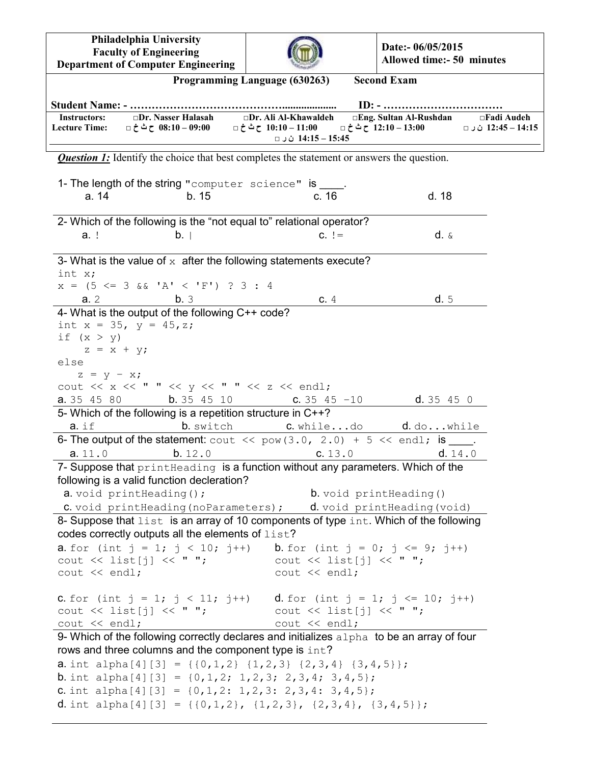| Philadelphia University<br>Faculty of Engineering<br>Department of Computer Engineering | | Date:- 06/05/2015<br>Allowed time:- 50 minutes |
|---|---|---|

**Programming Language (630263) Second Exam**

**Student Name: - ……………………………………................... ID: - ……………………………**

| Instructors: | □Dr. Nasser Halasah | □Dr. Ali Al-Khawaldeh | □Eng. Sultan Al-Rushdan | □Fadi Audeh |
|---|---|---|---|---|
| Lecture Time: | □ ح ث خ 08:10 – 09:00 | □ ح ث خ 10:10 – 11:00 | □ ح ث خ 12:10 – 13:00 | □ ن ر 12:45 – 14:15 |
| | | □ ن ر 14:15 – 15:45 | | |

***Question 1:*** Identify the choice that best completes the statement or answers the question.

1- The length of the string `"computer science"` is ____.

a. 14   b. 15   c. 16   d. 18

2- Which of the following is the "not equal to" relational operator?

a. `!`   b. `|`   c. `!=`   d. `&`

3- What is the value of `x` after the following statements execute?

```
int x;
x = (5 <= 3 && 'A' < 'F') ? 3 : 4
```

a. 2   b. 3   c. 4   d. 5

4- What is the output of the following C++ code?

```
int x = 35, y = 45,z;
if (x > y)
    z = x + y;
else
   z = y - x;
cout << x << " " << y << " " << z << endl;
```

a. `35 45 80`   b. `35 45 10`   c. `35 45 -10`   d. `35 45 0`

5- Which of the following is a repetition structure in C++?

a. `if`   b. `switch`   c. `while...do`   d. `do...while`

6- The output of the statement: `cout << pow(3.0, 2.0) + 5 << endl;` is ____.

a. `11.0`   b. `12.0`   c. `13.0`   d. `14.0`

7- Suppose that `printHeading` is a function without any parameters. Which of the following is a valid function decleration?

a. `void printHeading();`   b. `void printHeading()`

c. `void printHeading(noParameters);`   d. `void printHeading(void)`

8- Suppose that `list` is an array of 10 components of type `int`. Which of the following codes correctly outputs all the elements of `list`?

a.
```
for (int j = 1; j < 10; j++)
cout << list[j] << " ";
cout << endl;
```

b.
```
for (int j = 0; j <= 9; j++)
cout << list[j] << " ";
cout << endl;
```

c.
```
for (int j = 1; j < 11; j++)
cout << list[j] << " ";
cout << endl;
```

d.
```
for (int j = 1; j <= 10; j++)
cout << list[j] << " ";
cout << endl;
```

9- Which of the following correctly declares and initializes `alpha` to be an array of four rows and three columns and the component type is `int`?

a. `int alpha[4][3] = {{0,1,2} {1,2,3} {2,3,4} {3,4,5}};`

b. `int alpha[4][3] = {0,1,2; 1,2,3; 2,3,4; 3,4,5};`

c. `int alpha[4][3] = {0,1,2: 1,2,3: 2,3,4: 3,4,5};`

d. `int alpha[4][3] = {{0,1,2}, {1,2,3}, {2,3,4}, {3,4,5}};`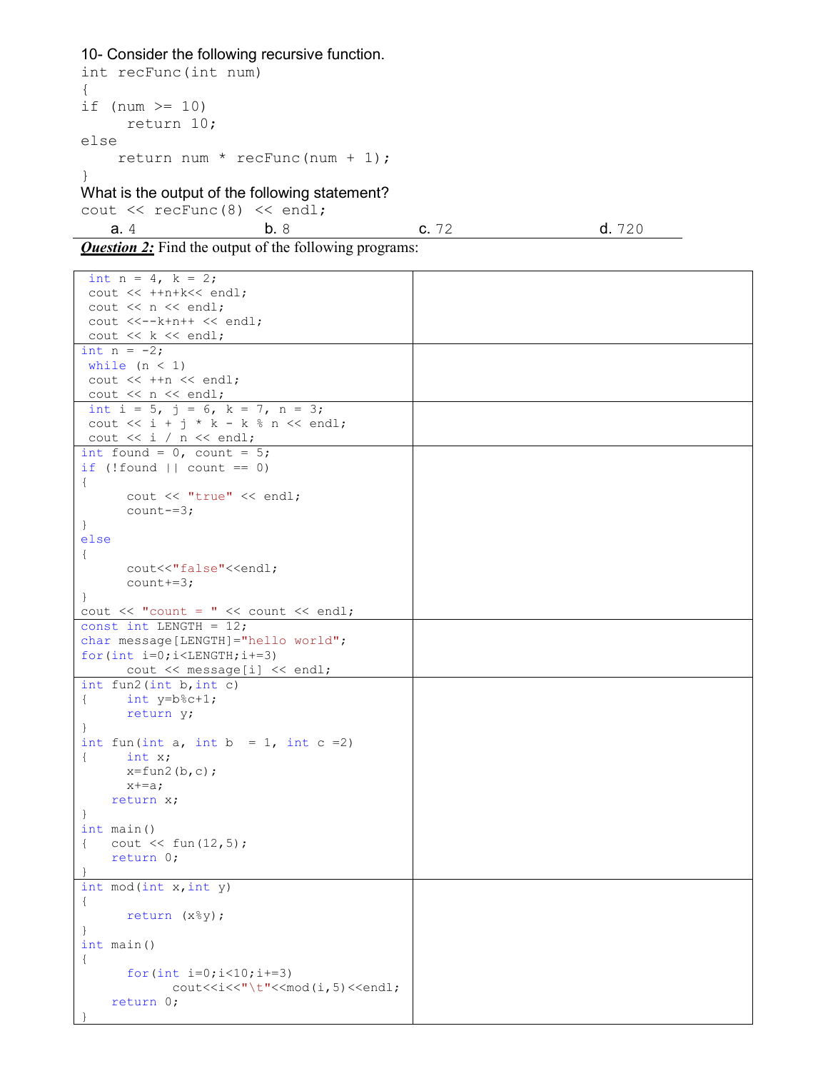10- Consider the following recursive function.

```
int recFunc(int num)
{
if (num >= 10)
     return 10;
else
     return num * recFunc(num + 1);
}
```

What is the output of the following statement?

```
cout << recFunc(8) << endl;
```

a. 4 b. 8 c. 72 d. 720

***Question 2:*** Find the output of the following programs:

| Program | Output |
|---|---|
| `int n = 4, k = 2;`<br>`cout << ++n+k<< endl;`<br>`cout << n << endl;`<br>`cout <<--k+n++ << endl;`<br>`cout << k << endl;` | |
| `int n = -2;`<br>`while (n < 1)`<br>`cout << ++n << endl;`<br>`cout << n << endl;` | |
| `int i = 5, j = 6, k = 7, n = 3;`<br>`cout << i + j * k - k % n << endl;`<br>`cout << i / n << endl;` | |
| `int found = 0, count = 5;`<br>`if (!found \|\| count == 0)`<br>`{`<br>`cout << "true" << endl;`<br>`count-=3;`<br>`}`<br>`else`<br>`{`<br>`cout<<"false"<<endl;`<br>`count+=3;`<br>`}`<br>`cout << "count = " << count << endl;` | |
| `const int LENGTH = 12;`<br>`char message[LENGTH]="hello world";`<br>`for(int i=0;i<LENGTH;i+=3)`<br>`cout << message[i] << endl;` | |
| `int fun2(int b,int c)`<br>`{ int y=b%c+1;`<br>`return y;`<br>`}`<br>`int fun(int a, int b = 1, int c =2)`<br>`{ int x;`<br>`x=fun2(b,c);`<br>`x+=a;`<br>`return x;`<br>`}`<br>`int main()`<br>`{ cout << fun(12,5);`<br>`return 0;`<br>`}` | |
| `int mod(int x,int y)`<br>`{`<br>`return (x%y);`<br>`}`<br>`int main()`<br>`{`<br>`for(int i=0;i<10;i+=3)`<br>`cout<<i<<"\t"<<mod(i,5)<<endl;`<br>`return 0;`<br>`}` | |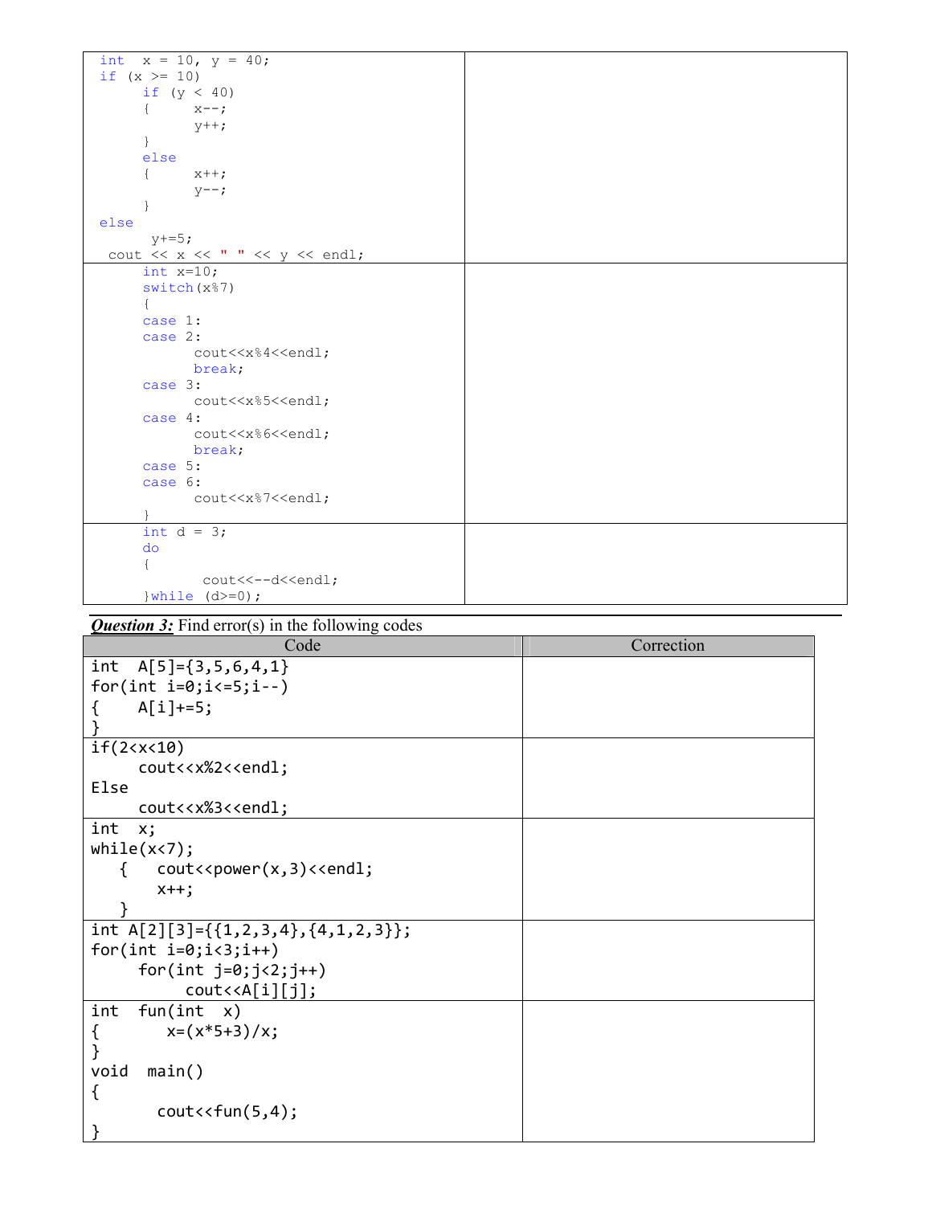| | |
|---|---|
| <pre>int  x = 10, y = 40;<br>if (x >= 10)<br>     if (y < 40)<br>     {     x--;<br>           y++;<br>     }<br>     else<br>     {     x++;<br>           y--;<br>     }<br>else<br>      y+=5;<br> cout << x << " " << y << endl;</pre> | |
| <pre>int x=10;<br>switch(x%7)<br>{<br>case 1:<br>case 2:<br>      cout<<x%4<<endl;<br>      break;<br>case 3:<br>      cout<<x%5<<endl;<br>case 4:<br>      cout<<x%6<<endl;<br>      break;<br>case 5:<br>case 6:<br>      cout<<x%7<<endl;<br>}</pre> | |
| <pre>int d = 3;<br>do<br>{<br>       cout<<--d<<endl;<br>}while (d>=0);</pre> | |

***Question 3:*** Find error(s) in the following codes

| Code | Correction |
|---|---|
| <pre>int  A[5]={3,5,6,4,1}<br>for(int i=0;i<=5;i--)<br>{    A[i]+=5;<br>}</pre> | |
| <pre>if(2<x<10)<br>     cout<<x%2<<endl;<br>Else<br>     cout<<x%3<<endl;</pre> | |
| <pre>int  x;<br>while(x<7);<br>   {   cout<<power(x,3)<<endl;<br>       x++;<br>   }</pre> | |
| <pre>int A[2][3]={{1,2,3,4},{4,1,2,3}};<br>for(int i=0;i<3;i++)<br>     for(int j=0;j<2;j++)<br>          cout<<A[i][j];</pre> | |
| <pre>int  fun(int  x)<br>{      x=(x*5+3)/x;<br>}<br>void  main()<br>{<br>       cout<<fun(5,4);<br>}</pre> | |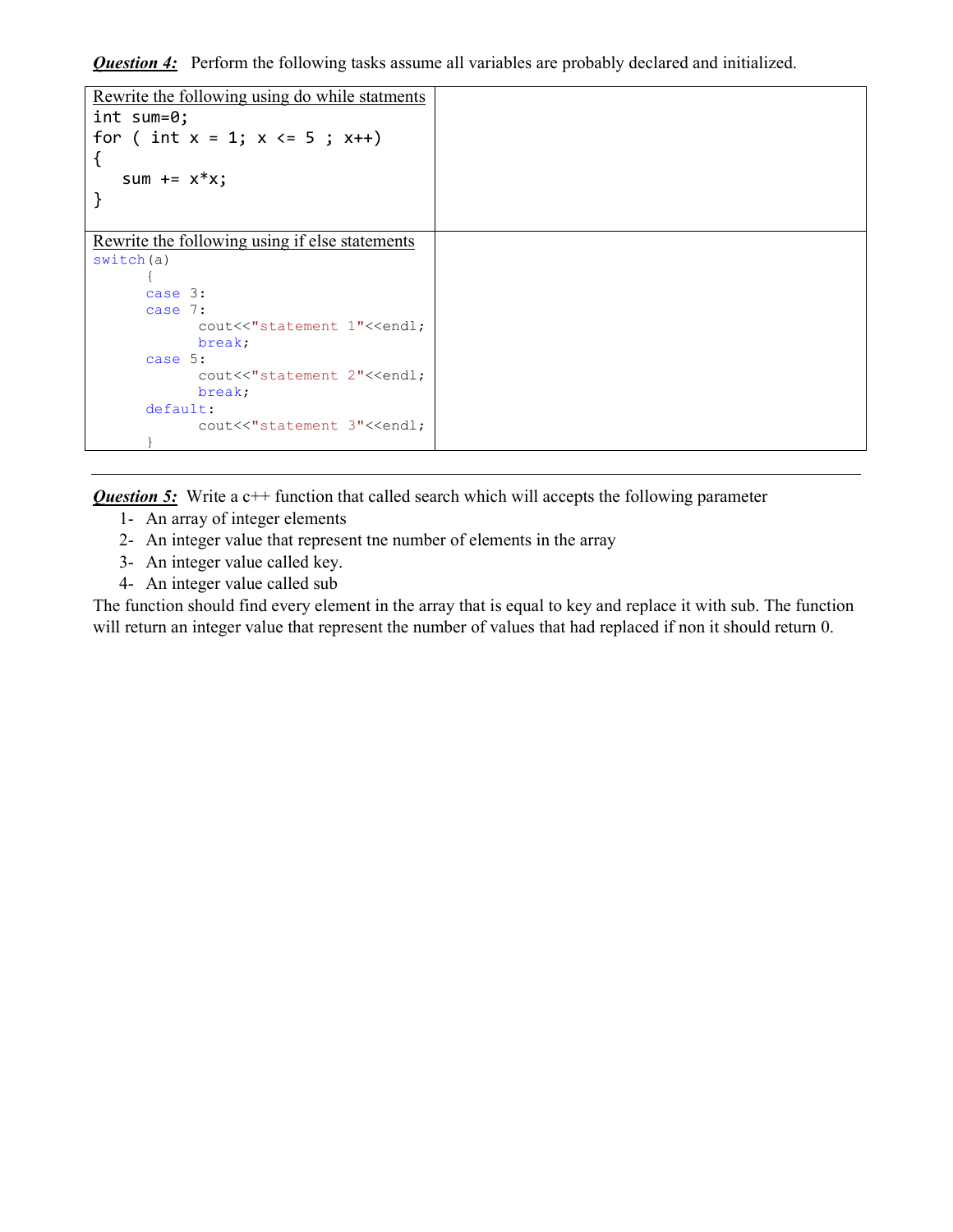***Question 4:*** Perform the following tasks assume all variables are probably declared and initialized.

<table>
<tr>
<td>

Rewrite the following using do while statments

```
int sum=0;
for ( int x = 1; x <= 5 ; x++)
{
   sum += x*x;
}
```

</td>
<td></td>
</tr>
<tr>
<td>

Rewrite the following using if else statements

```
switch(a)
      {
      case 3:
      case 7:
            cout<<"statement 1"<<endl;
            break;
      case 5:
            cout<<"statement 2"<<endl;
            break;
      default:
            cout<<"statement 3"<<endl;
      }
```

</td>
<td></td>
</tr>
</table>

---

***Question 5:*** Write a c++ function that called search which will accepts the following parameter

1- An array of integer elements
2- An integer value that represent tne number of elements in the array
3- An integer value called key.
4- An integer value called sub

The function should find every element in the array that is equal to key and replace it with sub. The function will return an integer value that represent the number of values that had replaced if non it should return 0.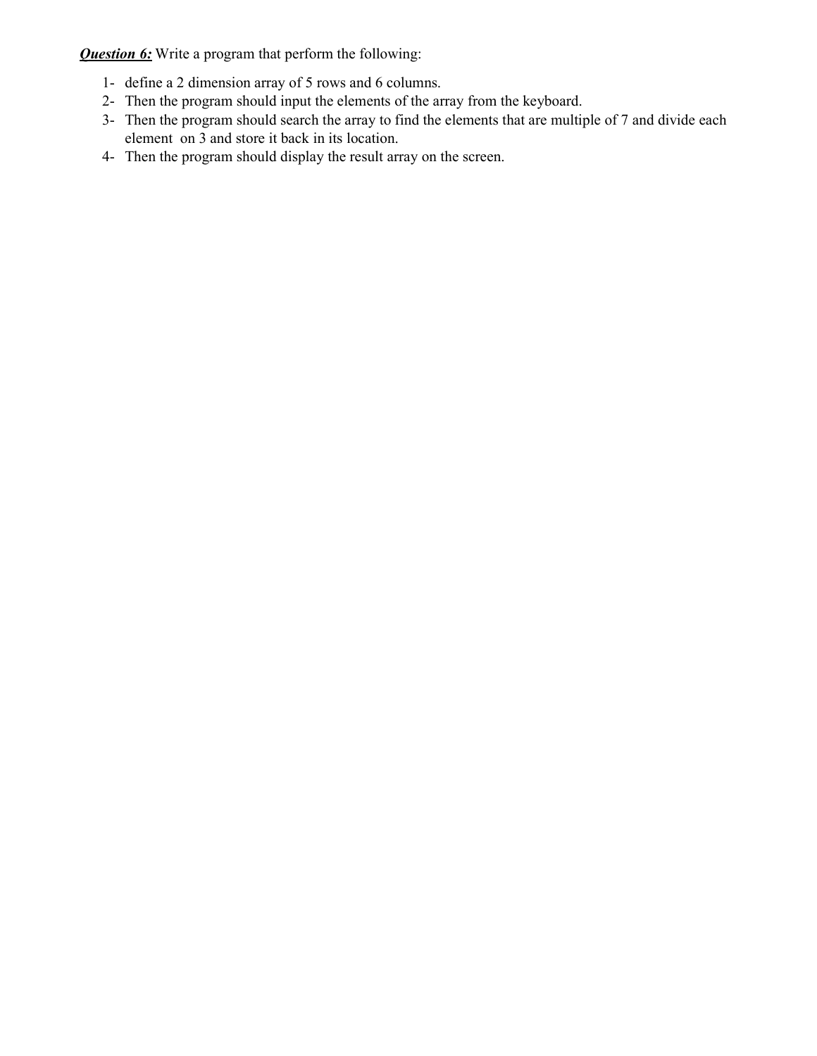***Question 6:*** Write a program that perform the following:

1- define a 2 dimension array of 5 rows and 6 columns.
2- Then the program should input the elements of the array from the keyboard.
3- Then the program should search the array to find the elements that are multiple of 7 and divide each element on 3 and store it back in its location.
4- Then the program should display the result array on the screen.